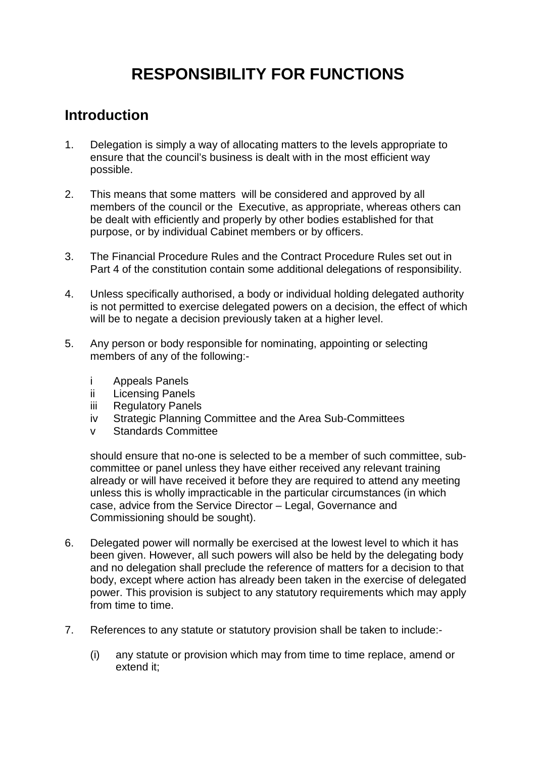# RESPONSIBILITY FOR FUNCTIONS

## Introduction

1. Delegation is simply a way of allocating matters to the levels appropriate to ensure that the council's business is dealt with in the most efficient way possible.

2. This means that some matters will be considered and approved by all members of the council or the Executive, as appropriate, whereas others can be dealt with efficiently and properly by other bodies established for that purpose, or by individual Cabinet members or by officers.

3. The Financial Procedure Rules and the Contract Procedure Rules set out in Part 4 of the constitution contain some additional delegations of responsibility.

4. Unless specifically authorised, a body or individual holding delegated authority is not permitted to exercise delegated powers on a decision, the effect of which will be to negate a decision previously taken at a higher level.

5. Any person or body responsible for nominating, appointing or selecting members of any of the following:-

   i Appeals Panels
   ii Licensing Panels
   iii Regulatory Panels
   iv Strategic Planning Committee and the Area Sub-Committees
   v Standards Committee

   should ensure that no-one is selected to be a member of such committee, sub-committee or panel unless they have either received any relevant training already or will have received it before they are required to attend any meeting unless this is wholly impracticable in the particular circumstances (in which case, advice from the Service Director – Legal, Governance and Commissioning should be sought).

6. Delegated power will normally be exercised at the lowest level to which it has been given. However, all such powers will also be held by the delegating body and no delegation shall preclude the reference of matters for a decision to that body, except where action has already been taken in the exercise of delegated power. This provision is subject to any statutory requirements which may apply from time to time.

7. References to any statute or statutory provision shall be taken to include:-

   (i) any statute or provision which may from time to time replace, amend or extend it;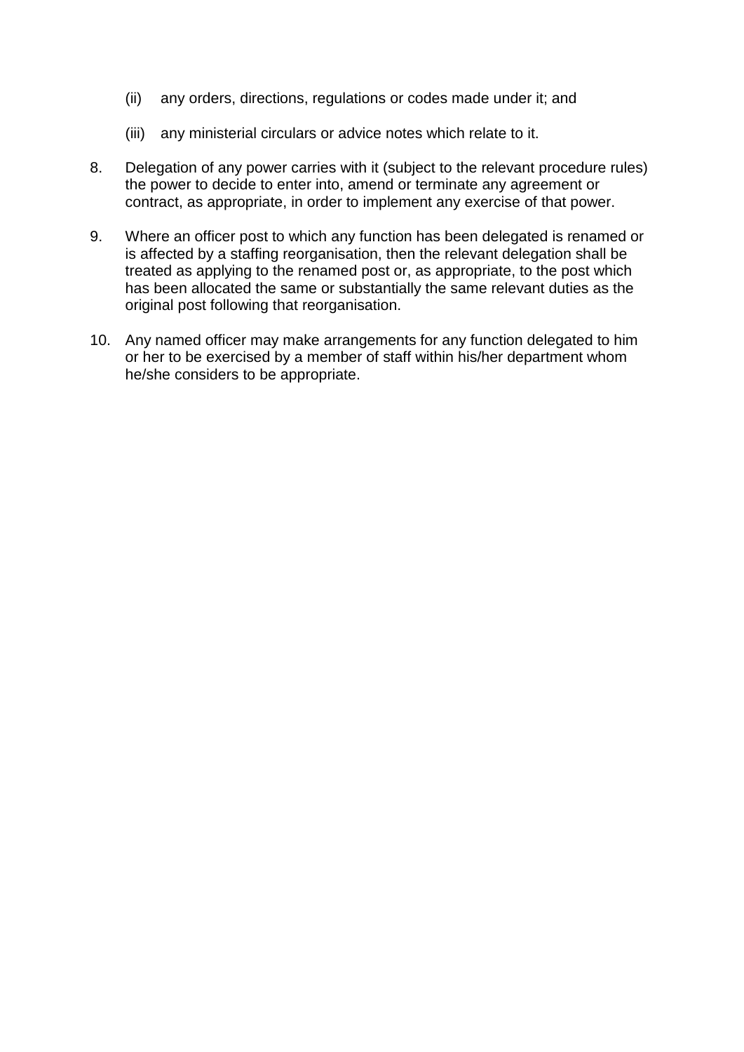(ii) any orders, directions, regulations or codes made under it; and

(iii) any ministerial circulars or advice notes which relate to it.

8. Delegation of any power carries with it (subject to the relevant procedure rules) the power to decide to enter into, amend or terminate any agreement or contract, as appropriate, in order to implement any exercise of that power.

9. Where an officer post to which any function has been delegated is renamed or is affected by a staffing reorganisation, then the relevant delegation shall be treated as applying to the renamed post or, as appropriate, to the post which has been allocated the same or substantially the same relevant duties as the original post following that reorganisation.

10. Any named officer may make arrangements for any function delegated to him or her to be exercised by a member of staff within his/her department whom he/she considers to be appropriate.